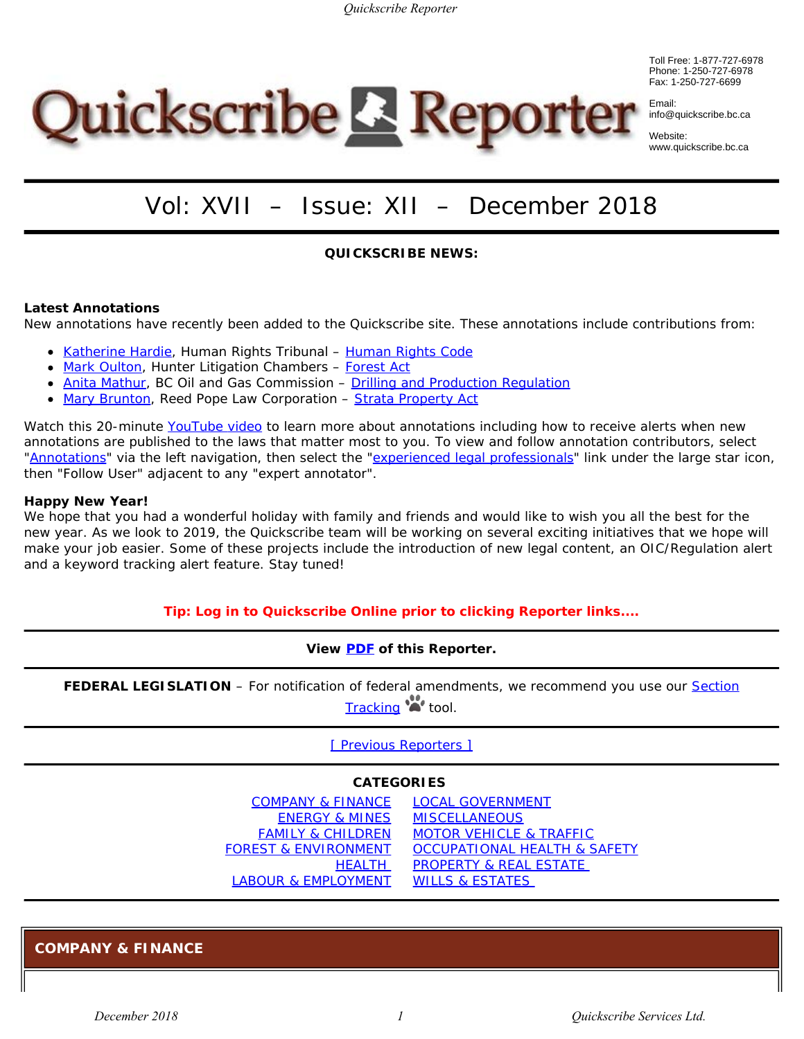# Quickscribe Reporter

Toll Free: 1-877-727-6978
Phone: 1-250-727-6978
Fax: 1-250-727-6699

Email:
info@quickscribe.bc.ca

Website:
www.quickscribe.bc.ca

## Vol: XVII – Issue: XII – December 2018

**QUICKSCRIBE NEWS:**

**Latest Annotations**
New annotations have recently been added to the Quickscribe site. These annotations include contributions from:

- Katherine Hardie, Human Rights Tribunal – Human Rights Code
- Mark Oulton, Hunter Litigation Chambers – Forest Act
- Anita Mathur, BC Oil and Gas Commission – Drilling and Production Regulation
- Mary Brunton, Reed Pope Law Corporation – Strata Property Act

Watch this 20-minute YouTube video to learn more about annotations including how to receive alerts when new annotations are published to the laws that matter most to you. To view and follow annotation contributors, select "Annotations" via the left navigation, then select the "experienced legal professionals" link under the large star icon, then "Follow User" adjacent to any "expert annotator".

**Happy New Year!**
We hope that you had a wonderful holiday with family and friends and would like to wish you all the best for the new year. As we look to 2019, the Quickscribe team will be working on several exciting initiatives that we hope will make your job easier. Some of these projects include the introduction of new legal content, an OIC/Regulation alert and a keyword tracking alert feature. Stay tuned!

**Tip: Log in to Quickscribe Online prior to clicking Reporter links....**

**View PDF of this Reporter.**

**FEDERAL LEGISLATION** – For notification of federal amendments, we recommend you use our Section Tracking tool.

[ Previous Reporters ]

**CATEGORIES**

| | |
|---|---|
| COMPANY & FINANCE | LOCAL GOVERNMENT |
| ENERGY & MINES | MISCELLANEOUS |
| FAMILY & CHILDREN | MOTOR VEHICLE & TRAFFIC |
| FOREST & ENVIRONMENT | OCCUPATIONAL HEALTH & SAFETY |
| HEALTH | PROPERTY & REAL ESTATE |
| LABOUR & EMPLOYMENT | WILLS & ESTATES |

## COMPANY & FINANCE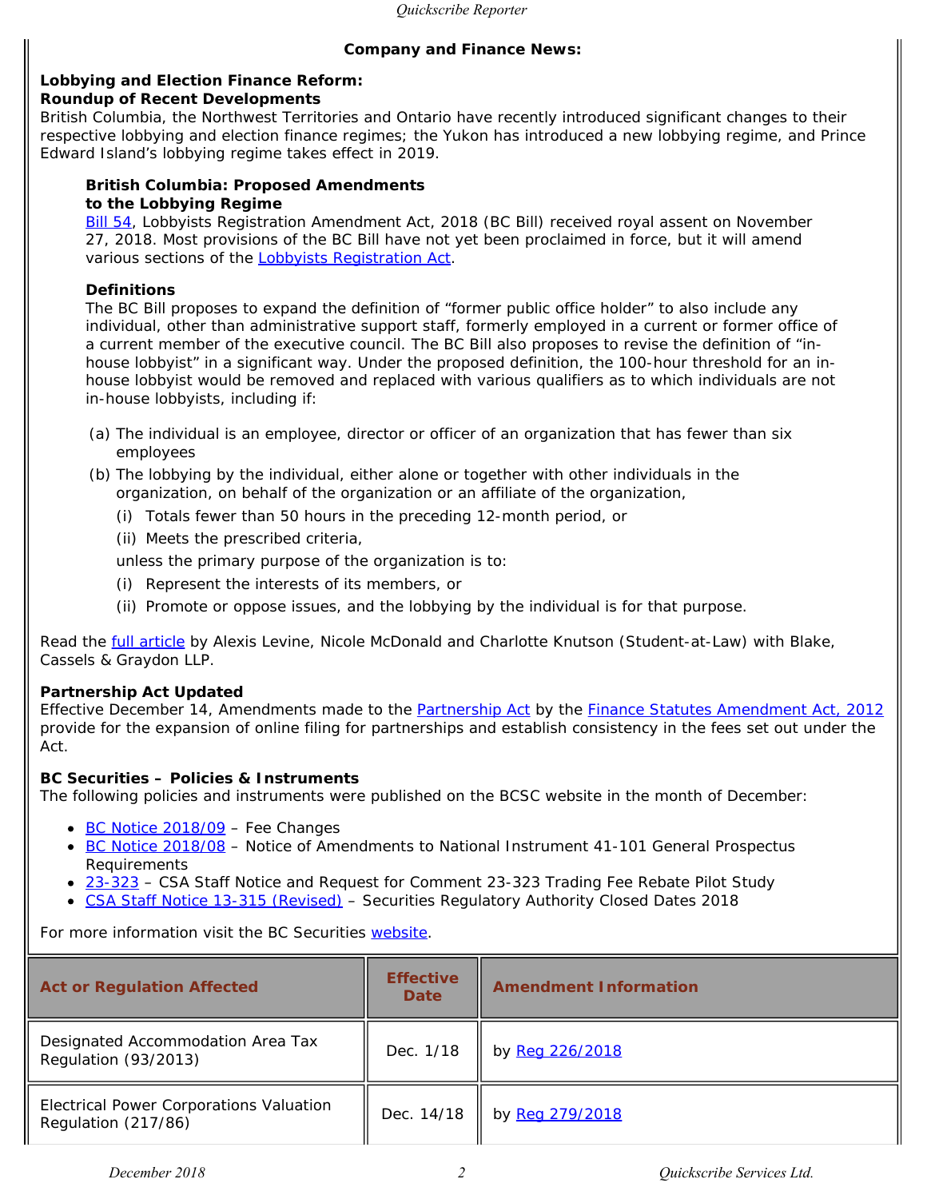## Company and Finance News:

### Lobbying and Election Finance Reform: Roundup of Recent Developments

British Columbia, the Northwest Territories and Ontario have recently introduced significant changes to their respective lobbying and election finance regimes; the Yukon has introduced a new lobbying regime, and Prince Edward Island's lobbying regime takes effect in 2019.

#### British Columbia: Proposed Amendments to the Lobbying Regime

Bill 54, Lobbyists Registration Amendment Act, 2018 (BC Bill) received royal assent on November 27, 2018. Most provisions of the BC Bill have not yet been proclaimed in force, but it will amend various sections of the Lobbyists Registration Act.

#### Definitions

The BC Bill proposes to expand the definition of "former public office holder" to also include any individual, other than administrative support staff, formerly employed in a current or former office of a current member of the executive council. The BC Bill also proposes to revise the definition of "in-house lobbyist" in a significant way. Under the proposed definition, the 100-hour threshold for an in-house lobbyist would be removed and replaced with various qualifiers as to which individuals are not in-house lobbyists, including if:

(a) The individual is an employee, director or officer of an organization that has fewer than six employees

(b) The lobbying by the individual, either alone or together with other individuals in the organization, on behalf of the organization or an affiliate of the organization,

  (i) Totals fewer than 50 hours in the preceding 12-month period, or

  (ii) Meets the prescribed criteria,

  unless the primary purpose of the organization is to:

  (i) Represent the interests of its members, or

  (ii) Promote or oppose issues, and the lobbying by the individual is for that purpose.

Read the full article by Alexis Levine, Nicole McDonald and Charlotte Knutson (Student-at-Law) with Blake, Cassels & Graydon LLP.

### Partnership Act Updated

Effective December 14, Amendments made to the Partnership Act by the Finance Statutes Amendment Act, 2012 provide for the expansion of online filing for partnerships and establish consistency in the fees set out under the Act.

### BC Securities – Policies & Instruments

The following policies and instruments were published on the BCSC website in the month of December:

- BC Notice 2018/09 – Fee Changes
- BC Notice 2018/08 – Notice of Amendments to National Instrument 41-101 General Prospectus Requirements
- 23-323 – CSA Staff Notice and Request for Comment 23-323 Trading Fee Rebate Pilot Study
- CSA Staff Notice 13-315 (Revised) – Securities Regulatory Authority Closed Dates 2018

For more information visit the BC Securities website.

| Act or Regulation Affected | Effective Date | Amendment Information |
|---|---|---|
| Designated Accommodation Area Tax Regulation (93/2013) | Dec. 1/18 | by Reg 226/2018 |
| Electrical Power Corporations Valuation Regulation (217/86) | Dec. 14/18 | by Reg 279/2018 |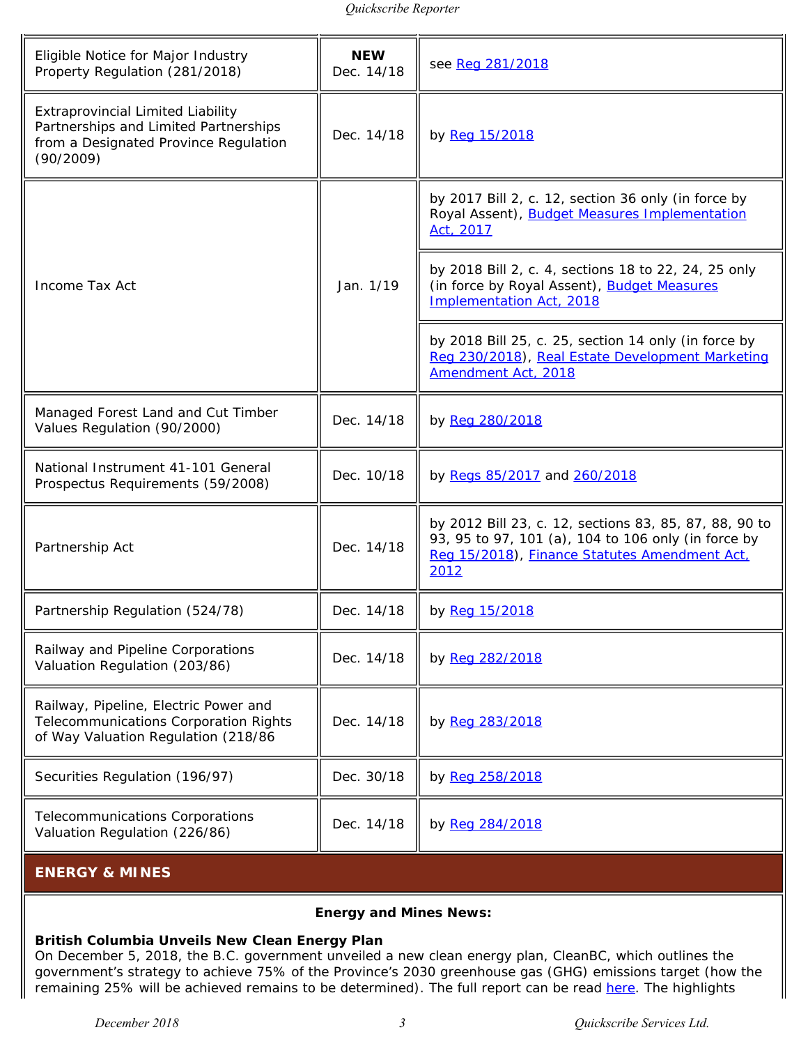| | | |
|---|---|---|
| Eligible Notice for Major Industry Property Regulation (281/2018) | **NEW** Dec. 14/18 | see Reg 281/2018 |
| Extraprovincial Limited Liability Partnerships and Limited Partnerships from a Designated Province Regulation (90/2009) | Dec. 14/18 | by Reg 15/2018 |
| Income Tax Act | Jan. 1/19 | by 2017 Bill 2, c. 12, section 36 only (in force by Royal Assent), Budget Measures Implementation Act, 2017 |
| | | by 2018 Bill 2, c. 4, sections 18 to 22, 24, 25 only (in force by Royal Assent), Budget Measures Implementation Act, 2018 |
| | | by 2018 Bill 25, c. 25, section 14 only (in force by Reg 230/2018), Real Estate Development Marketing Amendment Act, 2018 |
| Managed Forest Land and Cut Timber Values Regulation (90/2000) | Dec. 14/18 | by Reg 280/2018 |
| National Instrument 41-101 General Prospectus Requirements (59/2008) | Dec. 10/18 | by Regs 85/2017 and 260/2018 |
| Partnership Act | Dec. 14/18 | by 2012 Bill 23, c. 12, sections 83, 85, 87, 88, 90 to 93, 95 to 97, 101 (a), 104 to 106 only (in force by Reg 15/2018), Finance Statutes Amendment Act, 2012 |
| Partnership Regulation (524/78) | Dec. 14/18 | by Reg 15/2018 |
| Railway and Pipeline Corporations Valuation Regulation (203/86) | Dec. 14/18 | by Reg 282/2018 |
| Railway, Pipeline, Electric Power and Telecommunications Corporation Rights of Way Valuation Regulation (218/86 | Dec. 14/18 | by Reg 283/2018 |
| Securities Regulation (196/97) | Dec. 30/18 | by Reg 258/2018 |
| Telecommunications Corporations Valuation Regulation (226/86) | Dec. 14/18 | by Reg 284/2018 |

## ENERGY & MINES

**Energy and Mines News:**

**British Columbia Unveils New Clean Energy Plan**
On December 5, 2018, the B.C. government unveiled a new clean energy plan, CleanBC, which outlines the government's strategy to achieve 75% of the Province's 2030 greenhouse gas (GHG) emissions target (how the remaining 25% will be achieved remains to be determined). The full report can be read here. The highlights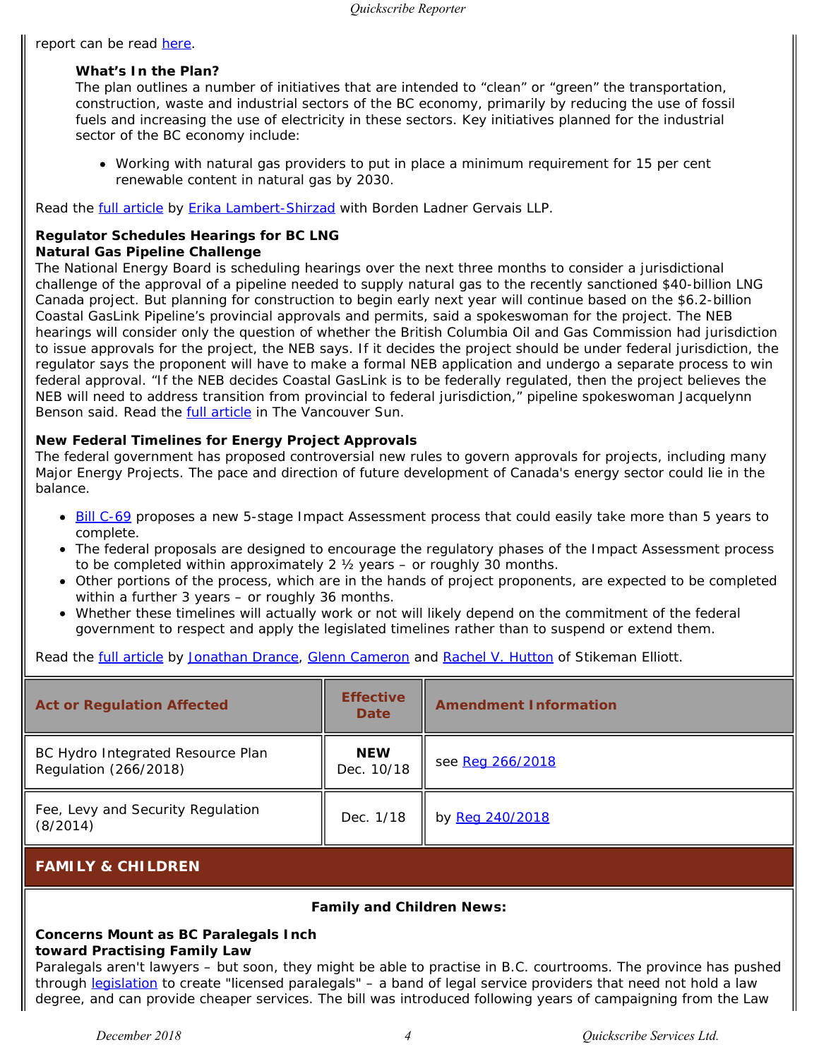report can be read here.

**What's In the Plan?**
The plan outlines a number of initiatives that are intended to "clean" or "green" the transportation, construction, waste and industrial sectors of the BC economy, primarily by reducing the use of fossil fuels and increasing the use of electricity in these sectors. Key initiatives planned for the industrial sector of the BC economy include:

- Working with natural gas providers to put in place a minimum requirement for 15 per cent renewable content in natural gas by 2030.

Read the full article by Erika Lambert-Shirzad with Borden Ladner Gervais LLP.

**Regulator Schedules Hearings for BC LNG Natural Gas Pipeline Challenge**
The National Energy Board is scheduling hearings over the next three months to consider a jurisdictional challenge of the approval of a pipeline needed to supply natural gas to the recently sanctioned $40-billion LNG Canada project. But planning for construction to begin early next year will continue based on the $6.2-billion Coastal GasLink Pipeline's provincial approvals and permits, said a spokeswoman for the project. The NEB hearings will consider only the question of whether the British Columbia Oil and Gas Commission had jurisdiction to issue approvals for the project, the NEB says. If it decides the project should be under federal jurisdiction, the regulator says the proponent will have to make a formal NEB application and undergo a separate process to win federal approval. "If the NEB decides Coastal GasLink is to be federally regulated, then the project believes the NEB will need to address transition from provincial to federal jurisdiction," pipeline spokeswoman Jacquelynn Benson said. Read the full article in The Vancouver Sun.

**New Federal Timelines for Energy Project Approvals**
The federal government has proposed controversial new rules to govern approvals for projects, including many Major Energy Projects. The pace and direction of future development of Canada's energy sector could lie in the balance.

- Bill C-69 proposes a new 5-stage Impact Assessment process that could easily take more than 5 years to complete.
- The federal proposals are designed to encourage the regulatory phases of the Impact Assessment process to be completed within approximately 2 ½ years – or roughly 30 months.
- Other portions of the process, which are in the hands of project proponents, are expected to be completed within a further 3 years – or roughly 36 months.
- Whether these timelines will actually work or not will likely depend on the commitment of the federal government to respect and apply the legislated timelines rather than to suspend or extend them.

Read the full article by Jonathan Drance, Glenn Cameron and Rachel V. Hutton of Stikeman Elliott.

| Act or Regulation Affected | Effective Date | Amendment Information |
|---|---|---|
| BC Hydro Integrated Resource Plan Regulation (266/2018) | **NEW** Dec. 10/18 | see Reg 266/2018 |
| Fee, Levy and Security Regulation (8/2014) | Dec. 1/18 | by Reg 240/2018 |

## FAMILY & CHILDREN

**Family and Children News:**

**Concerns Mount as BC Paralegals Inch toward Practising Family Law**
Paralegals aren't lawyers – but soon, they might be able to practise in B.C. courtrooms. The province has pushed through legislation to create "licensed paralegals" – a band of legal service providers that need not hold a law degree, and can provide cheaper services. The bill was introduced following years of campaigning from the Law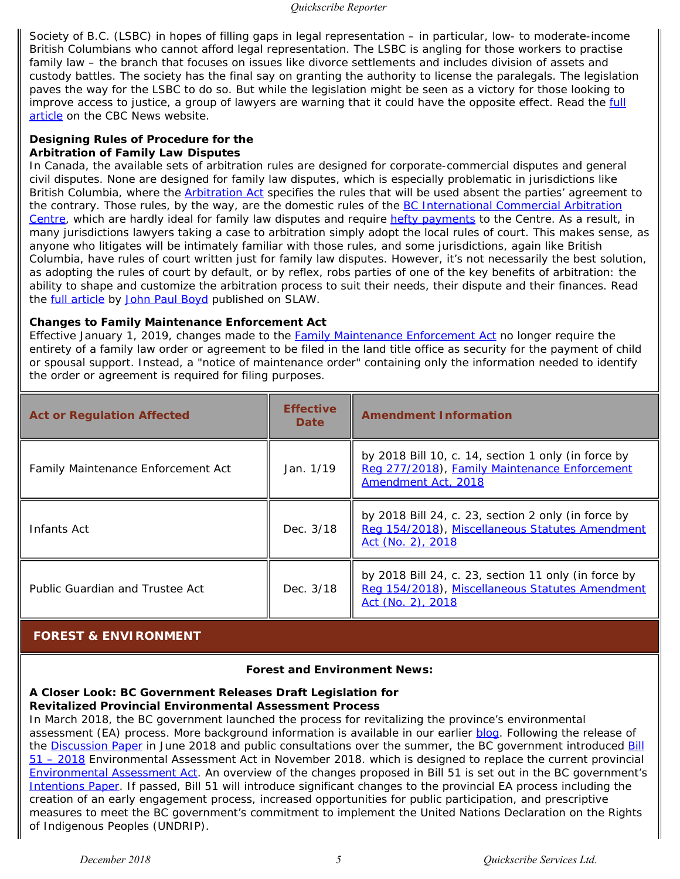Society of B.C. (LSBC) in hopes of filling gaps in legal representation – in particular, low- to moderate-income British Columbians who cannot afford legal representation. The LSBC is angling for those workers to practise family law – the branch that focuses on issues like divorce settlements and includes division of assets and custody battles. The society has the final say on granting the authority to license the paralegals. The legislation paves the way for the LSBC to do so. But while the legislation might be seen as a victory for those looking to improve access to justice, a group of lawyers are warning that it could have the opposite effect. Read the full article on the CBC News website.

**Designing Rules of Procedure for the Arbitration of Family Law Disputes**

In Canada, the available sets of arbitration rules are designed for corporate-commercial disputes and general civil disputes. None are designed for family law disputes, which is especially problematic in jurisdictions like British Columbia, where the Arbitration Act specifies the rules that will be used absent the parties' agreement to the contrary. Those rules, by the way, are the domestic rules of the BC International Commercial Arbitration Centre, which are hardly ideal for family law disputes and require hefty payments to the Centre. As a result, in many jurisdictions lawyers taking a case to arbitration simply adopt the local rules of court. This makes sense, as anyone who litigates will be intimately familiar with those rules, and some jurisdictions, again like British Columbia, have rules of court written just for family law disputes. However, it's not necessarily the best solution, as adopting the rules of court by default, or by reflex, robs parties of one of the key benefits of arbitration: the ability to shape and customize the arbitration process to suit their needs, their dispute and their finances. Read the full article by John Paul Boyd published on SLAW.

**Changes to Family Maintenance Enforcement Act**

Effective January 1, 2019, changes made to the Family Maintenance Enforcement Act no longer require the entirety of a family law order or agreement to be filed in the land title office as security for the payment of child or spousal support. Instead, a "notice of maintenance order" containing only the information needed to identify the order or agreement is required for filing purposes.

| Act or Regulation Affected | Effective Date | Amendment Information |
| --- | --- | --- |
| Family Maintenance Enforcement Act | Jan. 1/19 | by 2018 Bill 10, c. 14, section 1 only (in force by Reg 277/2018), Family Maintenance Enforcement Amendment Act, 2018 |
| Infants Act | Dec. 3/18 | by 2018 Bill 24, c. 23, section 2 only (in force by Reg 154/2018), Miscellaneous Statutes Amendment Act (No. 2), 2018 |
| Public Guardian and Trustee Act | Dec. 3/18 | by 2018 Bill 24, c. 23, section 11 only (in force by Reg 154/2018), Miscellaneous Statutes Amendment Act (No. 2), 2018 |

## FOREST & ENVIRONMENT

**Forest and Environment News:**

**A Closer Look: BC Government Releases Draft Legislation for Revitalized Provincial Environmental Assessment Process**

In March 2018, the BC government launched the process for revitalizing the province's environmental assessment (EA) process. More background information is available in our earlier blog. Following the release of the Discussion Paper in June 2018 and public consultations over the summer, the BC government introduced Bill 51 – 2018 Environmental Assessment Act in November 2018. which is designed to replace the current provincial Environmental Assessment Act. An overview of the changes proposed in Bill 51 is set out in the BC government's Intentions Paper. If passed, Bill 51 will introduce significant changes to the provincial EA process including the creation of an early engagement process, increased opportunities for public participation, and prescriptive measures to meet the BC government's commitment to implement the United Nations Declaration on the Rights of Indigenous Peoples (UNDRIP).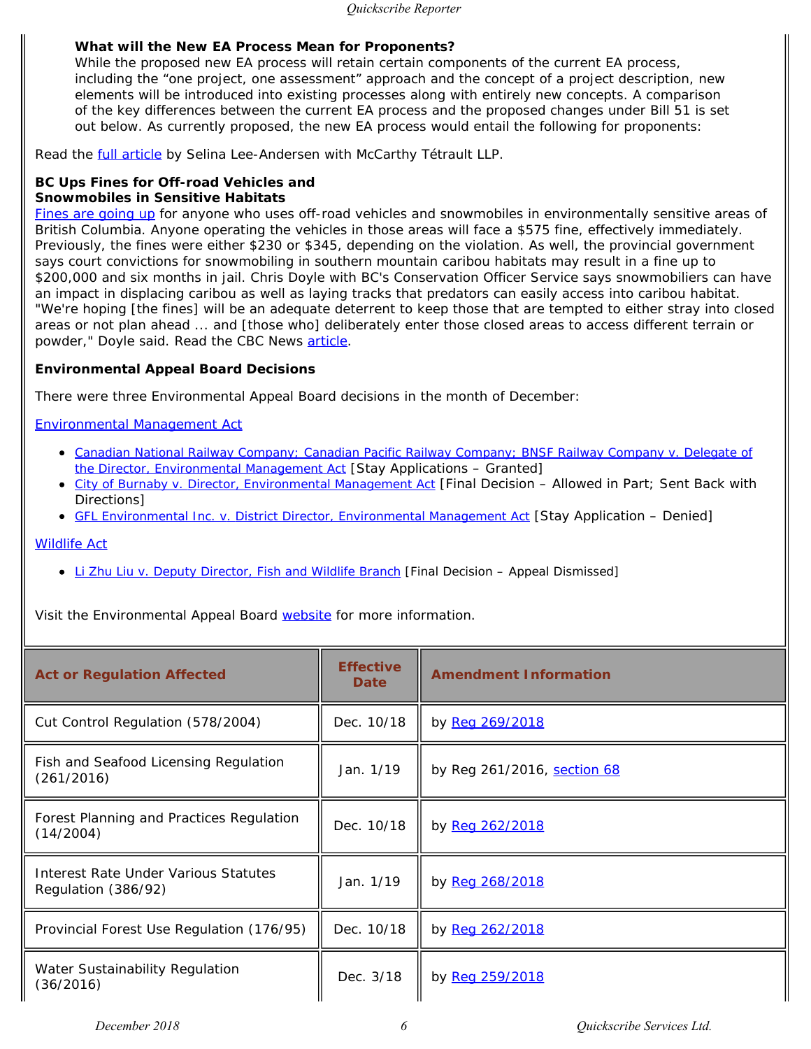**What will the New EA Process Mean for Proponents?**
While the proposed new EA process will retain certain components of the current EA process, including the "one project, one assessment" approach and the concept of a project description, new elements will be introduced into existing processes along with entirely new concepts. A comparison of the key differences between the current EA process and the proposed changes under Bill 51 is set out below. As currently proposed, the new EA process would entail the following for proponents:

Read the full article by Selina Lee-Andersen with McCarthy Tétrault LLP.

**BC Ups Fines for Off-road Vehicles and Snowmobiles in Sensitive Habitats**

Fines are going up for anyone who uses off-road vehicles and snowmobiles in environmentally sensitive areas of British Columbia. Anyone operating the vehicles in those areas will face a $575 fine, effectively immediately. Previously, the fines were either $230 or $345, depending on the violation. As well, the provincial government says court convictions for snowmobiling in southern mountain caribou habitats may result in a fine up to $200,000 and six months in jail. Chris Doyle with BC's Conservation Officer Service says snowmobiliers can have an impact in displacing caribou as well as laying tracks that predators can easily access into caribou habitat. "We're hoping [the fines] will be an adequate deterrent to keep those that are tempted to either stray into closed areas or not plan ahead ... and [those who] deliberately enter those closed areas to access different terrain or powder," Doyle said. Read the CBC News article.

**Environmental Appeal Board Decisions**

There were three Environmental Appeal Board decisions in the month of December:

Environmental Management Act

- Canadian National Railway Company; Canadian Pacific Railway Company; BNSF Railway Company v. Delegate of the Director, Environmental Management Act [Stay Applications – Granted]
- City of Burnaby v. Director, Environmental Management Act [Final Decision – Allowed in Part; Sent Back with Directions]
- GFL Environmental Inc. v. District Director, Environmental Management Act [Stay Application – Denied]

Wildlife Act

- Li Zhu Liu v. Deputy Director, Fish and Wildlife Branch [Final Decision – Appeal Dismissed]

Visit the Environmental Appeal Board website for more information.

| Act or Regulation Affected | Effective Date | Amendment Information |
|---|---|---|
| Cut Control Regulation (578/2004) | Dec. 10/18 | by Reg 269/2018 |
| Fish and Seafood Licensing Regulation (261/2016) | Jan. 1/19 | by Reg 261/2016, section 68 |
| Forest Planning and Practices Regulation (14/2004) | Dec. 10/18 | by Reg 262/2018 |
| Interest Rate Under Various Statutes Regulation (386/92) | Jan. 1/19 | by Reg 268/2018 |
| Provincial Forest Use Regulation (176/95) | Dec. 10/18 | by Reg 262/2018 |
| Water Sustainability Regulation (36/2016) | Dec. 3/18 | by Reg 259/2018 |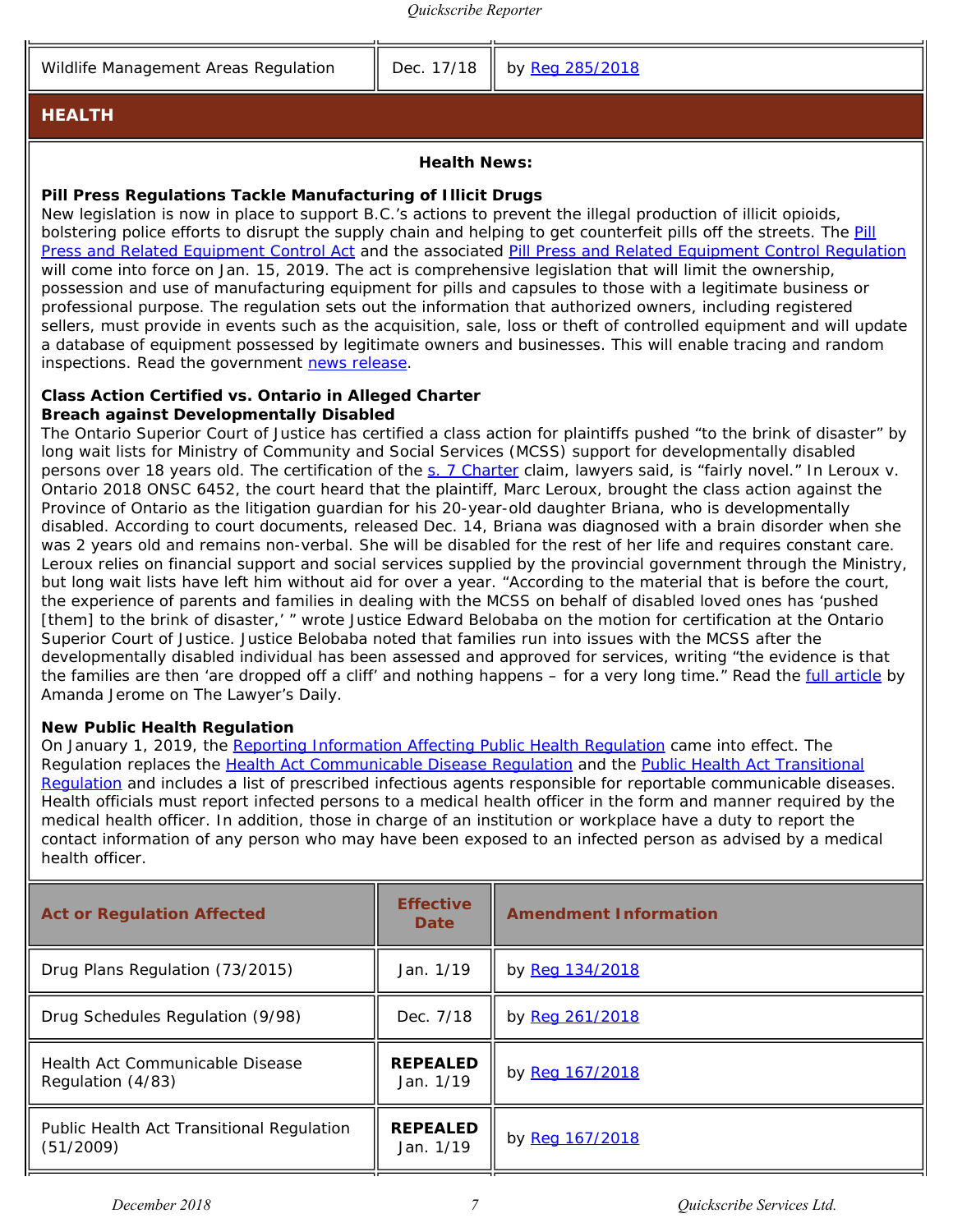| | | |
|---|---|---|
| Wildlife Management Areas Regulation | Dec. 17/18 | by Reg 285/2018 |

## HEALTH

**Health News:**

**Pill Press Regulations Tackle Manufacturing of Illicit Drugs**

New legislation is now in place to support B.C.'s actions to prevent the illegal production of illicit opioids, bolstering police efforts to disrupt the supply chain and helping to get counterfeit pills off the streets. The Pill Press and Related Equipment Control Act and the associated Pill Press and Related Equipment Control Regulation will come into force on Jan. 15, 2019. The act is comprehensive legislation that will limit the ownership, possession and use of manufacturing equipment for pills and capsules to those with a legitimate business or professional purpose. The regulation sets out the information that authorized owners, including registered sellers, must provide in events such as the acquisition, sale, loss or theft of controlled equipment and will update a database of equipment possessed by legitimate owners and businesses. This will enable tracing and random inspections. Read the government news release.

**Class Action Certified vs. Ontario in Alleged Charter Breach against Developmentally Disabled**

The Ontario Superior Court of Justice has certified a class action for plaintiffs pushed "to the brink of disaster" by long wait lists for Ministry of Community and Social Services (MCSS) support for developmentally disabled persons over 18 years old. The certification of the s. 7 Charter claim, lawyers said, is "fairly novel." In Leroux v. Ontario 2018 ONSC 6452, the court heard that the plaintiff, Marc Leroux, brought the class action against the Province of Ontario as the litigation guardian for his 20-year-old daughter Briana, who is developmentally disabled. According to court documents, released Dec. 14, Briana was diagnosed with a brain disorder when she was 2 years old and remains non-verbal. She will be disabled for the rest of her life and requires constant care. Leroux relies on financial support and social services supplied by the provincial government through the Ministry, but long wait lists have left him without aid for over a year. "According to the material that is before the court, the experience of parents and families in dealing with the MCSS on behalf of disabled loved ones has 'pushed [them] to the brink of disaster,' " wrote Justice Edward Belobaba on the motion for certification at the Ontario Superior Court of Justice. Justice Belobaba noted that families run into issues with the MCSS after the developmentally disabled individual has been assessed and approved for services, writing "the evidence is that the families are then 'are dropped off a cliff' and nothing happens – for a very long time." Read the full article by Amanda Jerome on The Lawyer's Daily.

**New Public Health Regulation**

On January 1, 2019, the Reporting Information Affecting Public Health Regulation came into effect. The Regulation replaces the Health Act Communicable Disease Regulation and the Public Health Act Transitional Regulation and includes a list of prescribed infectious agents responsible for reportable communicable diseases. Health officials must report infected persons to a medical health officer in the form and manner required by the medical health officer. In addition, those in charge of an institution or workplace have a duty to report the contact information of any person who may have been exposed to an infected person as advised by a medical health officer.

| Act or Regulation Affected | Effective Date | Amendment Information |
|---|---|---|
| Drug Plans Regulation (73/2015) | Jan. 1/19 | by Reg 134/2018 |
| Drug Schedules Regulation (9/98) | Dec. 7/18 | by Reg 261/2018 |
| Health Act Communicable Disease Regulation (4/83) | **REPEALED** Jan. 1/19 | by Reg 167/2018 |
| Public Health Act Transitional Regulation (51/2009) | **REPEALED** Jan. 1/19 | by Reg 167/2018 |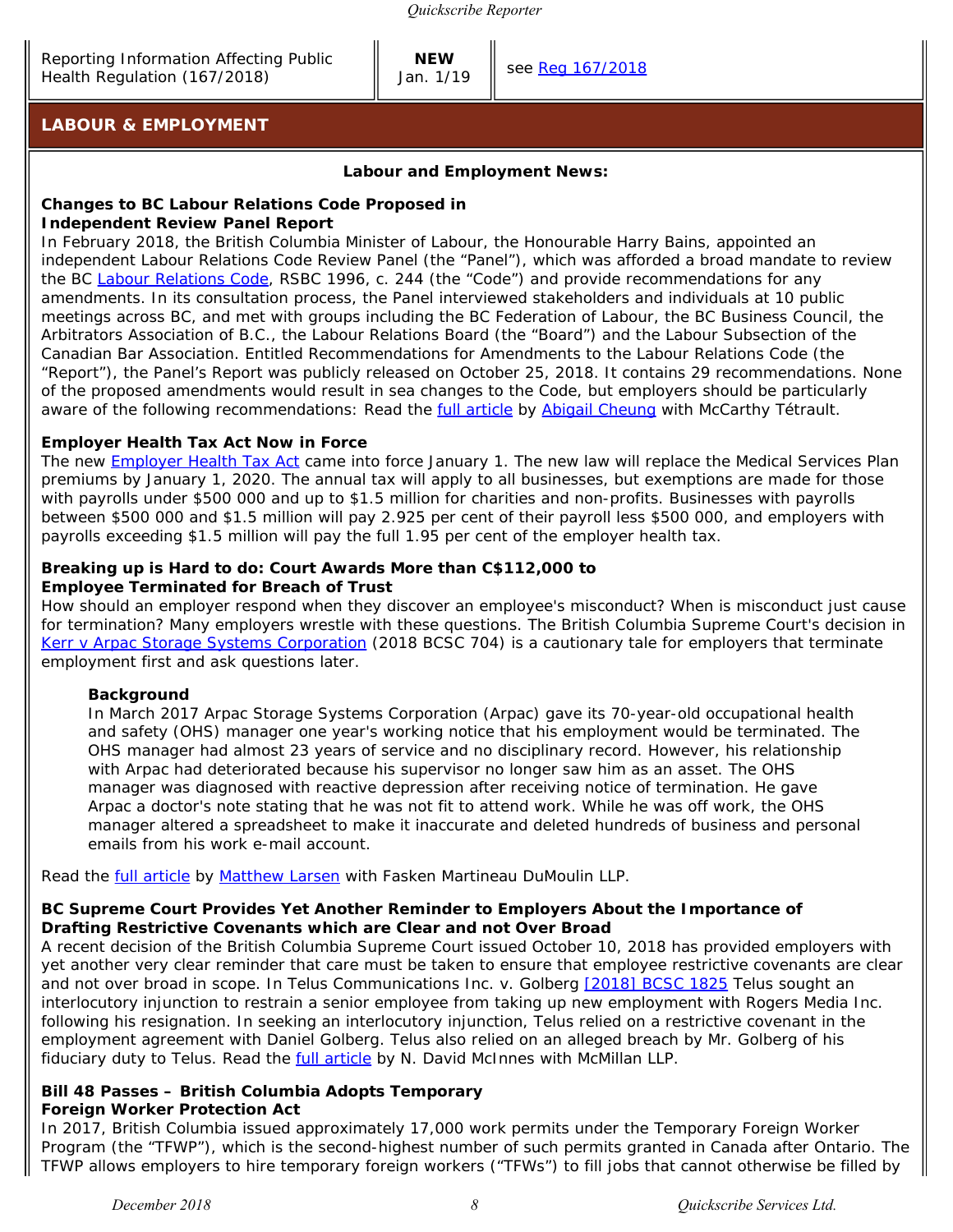| Reporting Information Affecting Public Health Regulation (167/2018) | **NEW** Jan. 1/19 | see Reg 167/2018 |
|---|---|---|

## LABOUR & EMPLOYMENT

**Labour and Employment News:**

### Changes to BC Labour Relations Code Proposed in Independent Review Panel Report

In February 2018, the British Columbia Minister of Labour, the Honourable Harry Bains, appointed an independent Labour Relations Code Review Panel (the "Panel"), which was afforded a broad mandate to review the BC Labour Relations Code, RSBC 1996, c. 244 (the "Code") and provide recommendations for any amendments. In its consultation process, the Panel interviewed stakeholders and individuals at 10 public meetings across BC, and met with groups including the BC Federation of Labour, the BC Business Council, the Arbitrators Association of B.C., the Labour Relations Board (the "Board") and the Labour Subsection of the Canadian Bar Association. Entitled Recommendations for Amendments to the Labour Relations Code (the "Report"), the Panel's Report was publicly released on October 25, 2018. It contains 29 recommendations. None of the proposed amendments would result in sea changes to the Code, but employers should be particularly aware of the following recommendations: Read the full article by Abigail Cheung with McCarthy Tétrault.

### Employer Health Tax Act Now in Force

The new Employer Health Tax Act came into force January 1. The new law will replace the Medical Services Plan premiums by January 1, 2020. The annual tax will apply to all businesses, but exemptions are made for those with payrolls under $500 000 and up to $1.5 million for charities and non-profits. Businesses with payrolls between $500 000 and $1.5 million will pay 2.925 per cent of their payroll less $500 000, and employers with payrolls exceeding $1.5 million will pay the full 1.95 per cent of the employer health tax.

### Breaking up is Hard to do: Court Awards More than C$112,000 to Employee Terminated for Breach of Trust

How should an employer respond when they discover an employee's misconduct? When is misconduct just cause for termination? Many employers wrestle with these questions. The British Columbia Supreme Court's decision in Kerr v Arpac Storage Systems Corporation (2018 BCSC 704) is a cautionary tale for employers that terminate employment first and ask questions later.

> **Background**
>
> In March 2017 Arpac Storage Systems Corporation (Arpac) gave its 70-year-old occupational health and safety (OHS) manager one year's working notice that his employment would be terminated. The OHS manager had almost 23 years of service and no disciplinary record. However, his relationship with Arpac had deteriorated because his supervisor no longer saw him as an asset. The OHS manager was diagnosed with reactive depression after receiving notice of termination. He gave Arpac a doctor's note stating that he was not fit to attend work. While he was off work, the OHS manager altered a spreadsheet to make it inaccurate and deleted hundreds of business and personal emails from his work e-mail account.

Read the full article by Matthew Larsen with Fasken Martineau DuMoulin LLP.

### BC Supreme Court Provides Yet Another Reminder to Employers About the Importance of Drafting Restrictive Covenants which are Clear and not Over Broad

A recent decision of the British Columbia Supreme Court issued October 10, 2018 has provided employers with yet another very clear reminder that care must be taken to ensure that employee restrictive covenants are clear and not over broad in scope. In Telus Communications Inc. v. Golberg [2018] BCSC 1825 Telus sought an interlocutory injunction to restrain a senior employee from taking up new employment with Rogers Media Inc. following his resignation. In seeking an interlocutory injunction, Telus relied on a restrictive covenant in the employment agreement with Daniel Golberg. Telus also relied on an alleged breach by Mr. Golberg of his fiduciary duty to Telus. Read the full article by N. David McInnes with McMillan LLP.

### Bill 48 Passes – British Columbia Adopts Temporary Foreign Worker Protection Act

In 2017, British Columbia issued approximately 17,000 work permits under the Temporary Foreign Worker Program (the "TFWP"), which is the second-highest number of such permits granted in Canada after Ontario. The TFWP allows employers to hire temporary foreign workers ("TFWs") to fill jobs that cannot otherwise be filled by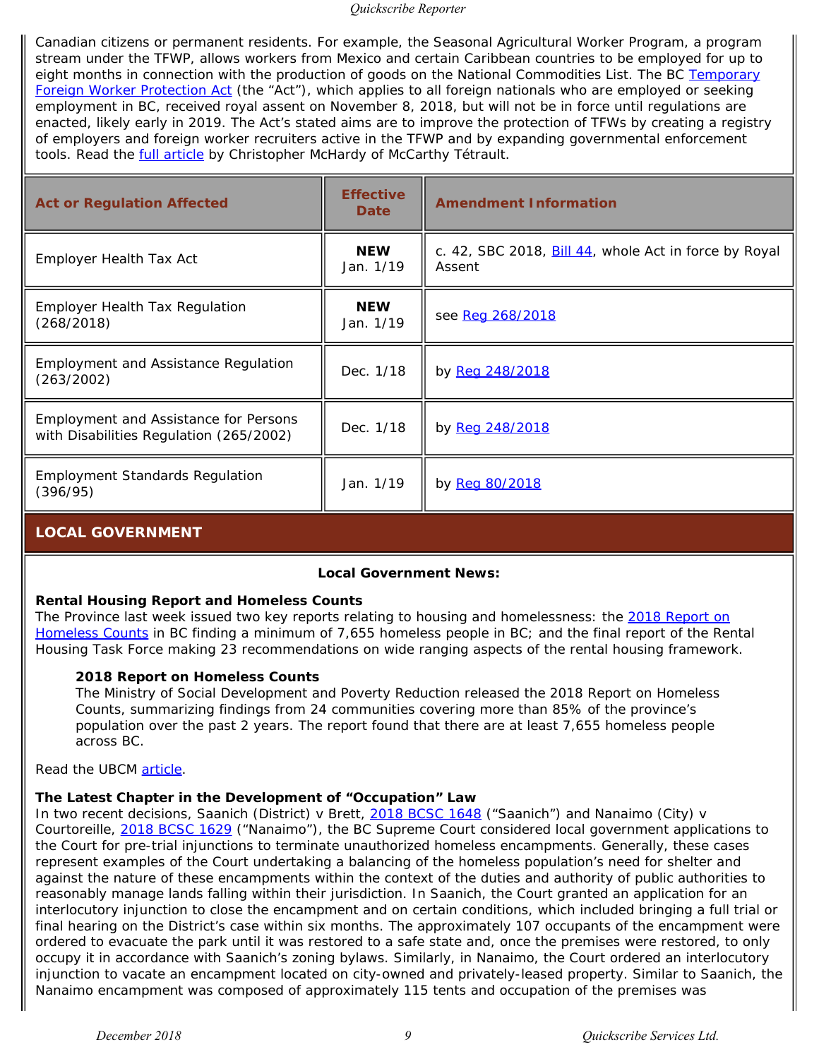Canadian citizens or permanent residents. For example, the Seasonal Agricultural Worker Program, a program stream under the TFWP, allows workers from Mexico and certain Caribbean countries to be employed for up to eight months in connection with the production of goods on the National Commodities List. The BC Temporary Foreign Worker Protection Act (the "Act"), which applies to all foreign nationals who are employed or seeking employment in BC, received royal assent on November 8, 2018, but will not be in force until regulations are enacted, likely early in 2019. The Act's stated aims are to improve the protection of TFWs by creating a registry of employers and foreign worker recruiters active in the TFWP and by expanding governmental enforcement tools. Read the full article by Christopher McHardy of McCarthy Tétrault.

| Act or Regulation Affected | Effective Date | Amendment Information |
|---|---|---|
| Employer Health Tax Act | **NEW** Jan. 1/19 | c. 42, SBC 2018, Bill 44, whole Act in force by Royal Assent |
| Employer Health Tax Regulation (268/2018) | **NEW** Jan. 1/19 | see Reg 268/2018 |
| Employment and Assistance Regulation (263/2002) | Dec. 1/18 | by Reg 248/2018 |
| Employment and Assistance for Persons with Disabilities Regulation (265/2002) | Dec. 1/18 | by Reg 248/2018 |
| Employment Standards Regulation (396/95) | Jan. 1/19 | by Reg 80/2018 |

## LOCAL GOVERNMENT

**Local Government News:**

**Rental Housing Report and Homeless Counts**
The Province last week issued two key reports relating to housing and homelessness: the 2018 Report on Homeless Counts in BC finding a minimum of 7,655 homeless people in BC; and the final report of the Rental Housing Task Force making 23 recommendations on wide ranging aspects of the rental housing framework.

> **2018 Report on Homeless Counts**
> The Ministry of Social Development and Poverty Reduction released the 2018 Report on Homeless Counts, summarizing findings from 24 communities covering more than 85% of the province's population over the past 2 years. The report found that there are at least 7,655 homeless people across BC.

Read the UBCM article.

**The Latest Chapter in the Development of "Occupation" Law**
In two recent decisions, Saanich (District) v Brett, 2018 BCSC 1648 ("Saanich") and Nanaimo (City) v Courtoreille, 2018 BCSC 1629 ("Nanaimo"), the BC Supreme Court considered local government applications to the Court for pre-trial injunctions to terminate unauthorized homeless encampments. Generally, these cases represent examples of the Court undertaking a balancing of the homeless population's need for shelter and against the nature of these encampments within the context of the duties and authority of public authorities to reasonably manage lands falling within their jurisdiction. In Saanich, the Court granted an application for an interlocutory injunction to close the encampment and on certain conditions, which included bringing a full trial or final hearing on the District's case within six months. The approximately 107 occupants of the encampment were ordered to evacuate the park until it was restored to a safe state and, once the premises were restored, to only occupy it in accordance with Saanich's zoning bylaws. Similarly, in Nanaimo, the Court ordered an interlocutory injunction to vacate an encampment located on city-owned and privately-leased property. Similar to Saanich, the Nanaimo encampment was composed of approximately 115 tents and occupation of the premises was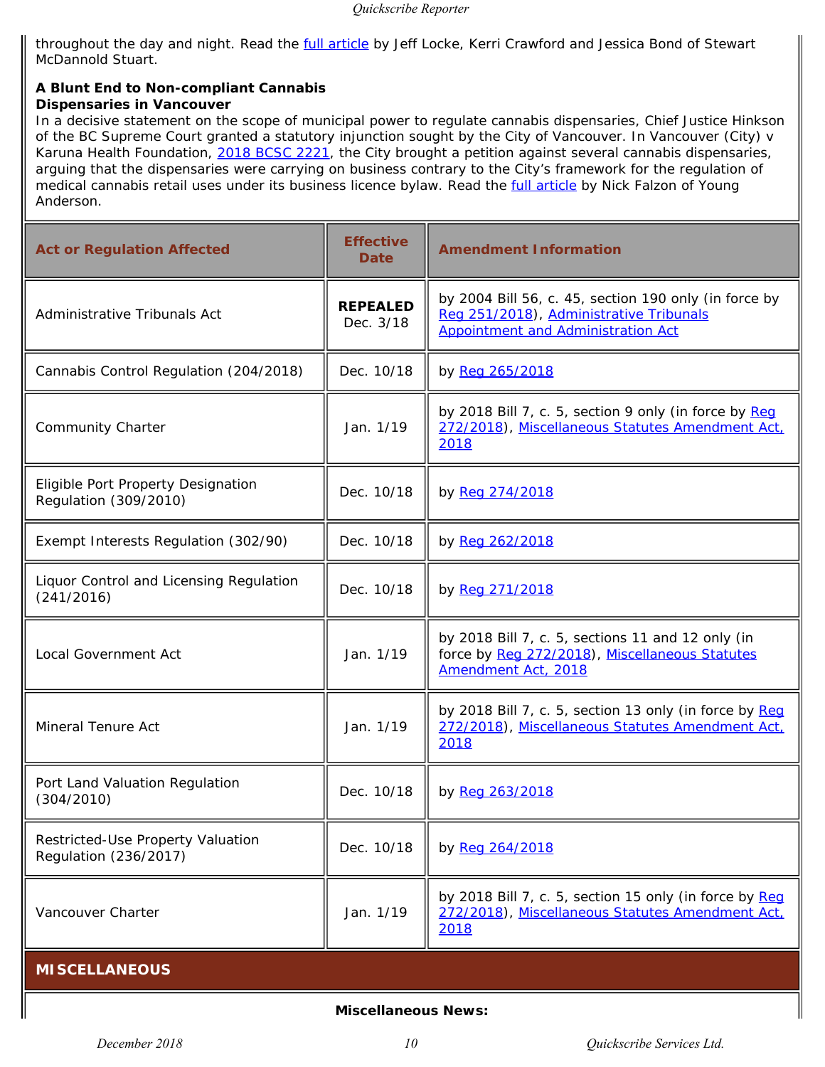throughout the day and night. Read the full article by Jeff Locke, Kerri Crawford and Jessica Bond of Stewart McDannold Stuart.

**A Blunt End to Non-compliant Cannabis Dispensaries in Vancouver**

In a decisive statement on the scope of municipal power to regulate cannabis dispensaries, Chief Justice Hinkson of the BC Supreme Court granted a statutory injunction sought by the City of Vancouver. In Vancouver (City) v Karuna Health Foundation, 2018 BCSC 2221, the City brought a petition against several cannabis dispensaries, arguing that the dispensaries were carrying on business contrary to the City's framework for the regulation of medical cannabis retail uses under its business licence bylaw. Read the full article by Nick Falzon of Young Anderson.

| Act or Regulation Affected | Effective Date | Amendment Information |
|---|---|---|
| Administrative Tribunals Act | **REPEALED** Dec. 3/18 | by 2004 Bill 56, c. 45, section 190 only (in force by Reg 251/2018), Administrative Tribunals Appointment and Administration Act |
| Cannabis Control Regulation (204/2018) | Dec. 10/18 | by Reg 265/2018 |
| Community Charter | Jan. 1/19 | by 2018 Bill 7, c. 5, section 9 only (in force by Reg 272/2018), Miscellaneous Statutes Amendment Act, 2018 |
| Eligible Port Property Designation Regulation (309/2010) | Dec. 10/18 | by Reg 274/2018 |
| Exempt Interests Regulation (302/90) | Dec. 10/18 | by Reg 262/2018 |
| Liquor Control and Licensing Regulation (241/2016) | Dec. 10/18 | by Reg 271/2018 |
| Local Government Act | Jan. 1/19 | by 2018 Bill 7, c. 5, sections 11 and 12 only (in force by Reg 272/2018), Miscellaneous Statutes Amendment Act, 2018 |
| Mineral Tenure Act | Jan. 1/19 | by 2018 Bill 7, c. 5, section 13 only (in force by Reg 272/2018), Miscellaneous Statutes Amendment Act, 2018 |
| Port Land Valuation Regulation (304/2010) | Dec. 10/18 | by Reg 263/2018 |
| Restricted-Use Property Valuation Regulation (236/2017) | Dec. 10/18 | by Reg 264/2018 |
| Vancouver Charter | Jan. 1/19 | by 2018 Bill 7, c. 5, section 15 only (in force by Reg 272/2018), Miscellaneous Statutes Amendment Act, 2018 |

## MISCELLANEOUS

**Miscellaneous News:**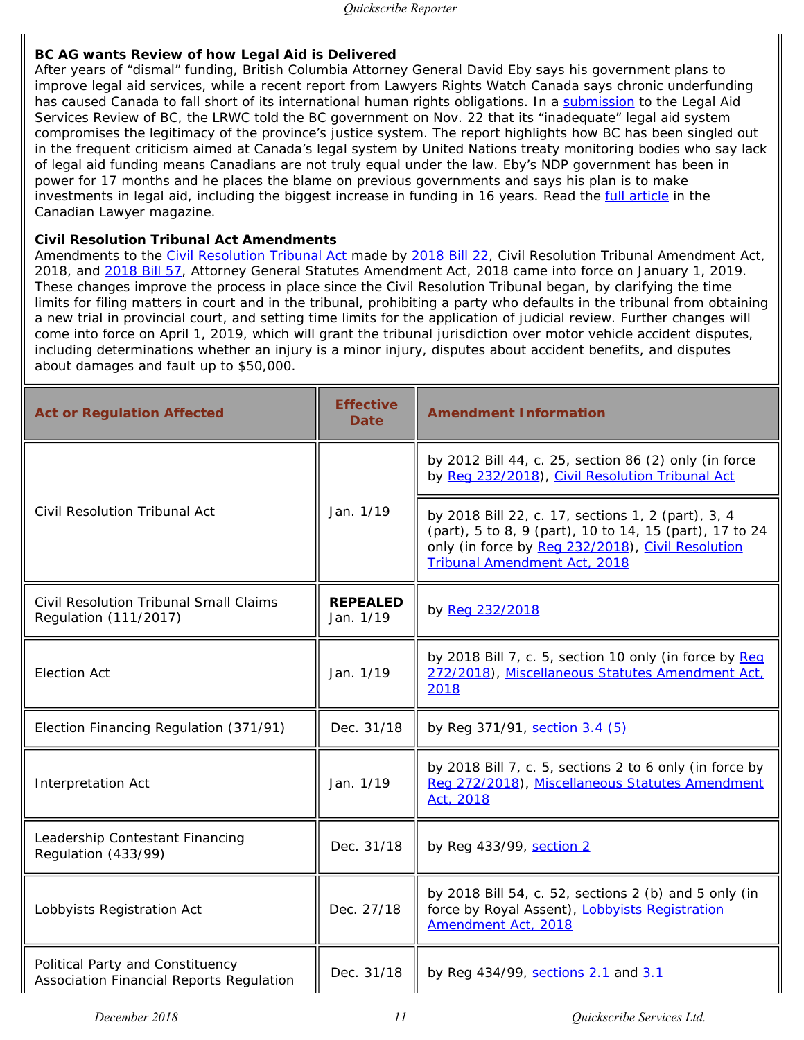**BC AG wants Review of how Legal Aid is Delivered**

After years of "dismal" funding, British Columbia Attorney General David Eby says his government plans to improve legal aid services, while a recent report from Lawyers Rights Watch Canada says chronic underfunding has caused Canada to fall short of its international human rights obligations. In a submission to the Legal Aid Services Review of BC, the LRWC told the BC government on Nov. 22 that its "inadequate" legal aid system compromises the legitimacy of the province's justice system. The report highlights how BC has been singled out in the frequent criticism aimed at Canada's legal system by United Nations treaty monitoring bodies who say lack of legal aid funding means Canadians are not truly equal under the law. Eby's NDP government has been in power for 17 months and he places the blame on previous governments and says his plan is to make investments in legal aid, including the biggest increase in funding in 16 years. Read the full article in the Canadian Lawyer magazine.

**Civil Resolution Tribunal Act Amendments**

Amendments to the Civil Resolution Tribunal Act made by 2018 Bill 22, Civil Resolution Tribunal Amendment Act, 2018, and 2018 Bill 57, Attorney General Statutes Amendment Act, 2018 came into force on January 1, 2019. These changes improve the process in place since the Civil Resolution Tribunal began, by clarifying the time limits for filing matters in court and in the tribunal, prohibiting a party who defaults in the tribunal from obtaining a new trial in provincial court, and setting time limits for the application of judicial review. Further changes will come into force on April 1, 2019, which will grant the tribunal jurisdiction over motor vehicle accident disputes, including determinations whether an injury is a minor injury, disputes about accident benefits, and disputes about damages and fault up to $50,000.

| Act or Regulation Affected | Effective Date | Amendment Information |
|---|---|---|
| Civil Resolution Tribunal Act | Jan. 1/19 | by 2012 Bill 44, c. 25, section 86 (2) only (in force by Reg 232/2018), Civil Resolution Tribunal Act |
| | | by 2018 Bill 22, c. 17, sections 1, 2 (part), 3, 4 (part), 5 to 8, 9 (part), 10 to 14, 15 (part), 17 to 24 only (in force by Reg 232/2018), Civil Resolution Tribunal Amendment Act, 2018 |
| Civil Resolution Tribunal Small Claims Regulation (111/2017) | **REPEALED** Jan. 1/19 | by Reg 232/2018 |
| Election Act | Jan. 1/19 | by 2018 Bill 7, c. 5, section 10 only (in force by Reg 272/2018), Miscellaneous Statutes Amendment Act, 2018 |
| Election Financing Regulation (371/91) | Dec. 31/18 | by Reg 371/91, section 3.4 (5) |
| Interpretation Act | Jan. 1/19 | by 2018 Bill 7, c. 5, sections 2 to 6 only (in force by Reg 272/2018), Miscellaneous Statutes Amendment Act, 2018 |
| Leadership Contestant Financing Regulation (433/99) | Dec. 31/18 | by Reg 433/99, section 2 |
| Lobbyists Registration Act | Dec. 27/18 | by 2018 Bill 54, c. 52, sections 2 (b) and 5 only (in force by Royal Assent), Lobbyists Registration Amendment Act, 2018 |
| Political Party and Constituency Association Financial Reports Regulation | Dec. 31/18 | by Reg 434/99, sections 2.1 and 3.1 |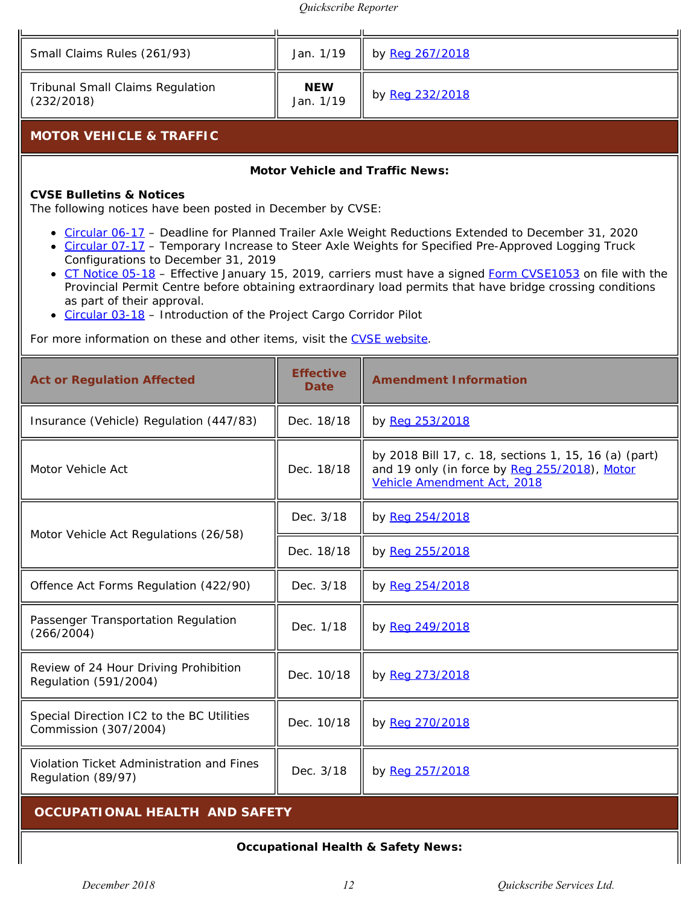| | | |
|---|---|---|
| Small Claims Rules (261/93) | Jan. 1/19 | by Reg 267/2018 |
| Tribunal Small Claims Regulation (232/2018) | **NEW** Jan. 1/19 | by Reg 232/2018 |

## MOTOR VEHICLE & TRAFFIC

**Motor Vehicle and Traffic News:**

**CVSE Bulletins & Notices**
The following notices have been posted in December by CVSE:

- Circular 06-17 – Deadline for Planned Trailer Axle Weight Reductions Extended to December 31, 2020
- Circular 07-17 – Temporary Increase to Steer Axle Weights for Specified Pre-Approved Logging Truck Configurations to December 31, 2019
- CT Notice 05-18 – Effective January 15, 2019, carriers must have a signed Form CVSE1053 on file with the Provincial Permit Centre before obtaining extraordinary load permits that have bridge crossing conditions as part of their approval.
- Circular 03-18 – Introduction of the Project Cargo Corridor Pilot

For more information on these and other items, visit the CVSE website.

| Act or Regulation Affected | Effective Date | Amendment Information |
|---|---|---|
| Insurance (Vehicle) Regulation (447/83) | Dec. 18/18 | by Reg 253/2018 |
| Motor Vehicle Act | Dec. 18/18 | by 2018 Bill 17, c. 18, sections 1, 15, 16 (a) (part) and 19 only (in force by Reg 255/2018), Motor Vehicle Amendment Act, 2018 |
| Motor Vehicle Act Regulations (26/58) | Dec. 3/18 | by Reg 254/2018 |
| | Dec. 18/18 | by Reg 255/2018 |
| Offence Act Forms Regulation (422/90) | Dec. 3/18 | by Reg 254/2018 |
| Passenger Transportation Regulation (266/2004) | Dec. 1/18 | by Reg 249/2018 |
| Review of 24 Hour Driving Prohibition Regulation (591/2004) | Dec. 10/18 | by Reg 273/2018 |
| Special Direction IC2 to the BC Utilities Commission (307/2004) | Dec. 10/18 | by Reg 270/2018 |
| Violation Ticket Administration and Fines Regulation (89/97) | Dec. 3/18 | by Reg 257/2018 |

## OCCUPATIONAL HEALTH AND SAFETY

**Occupational Health & Safety News:**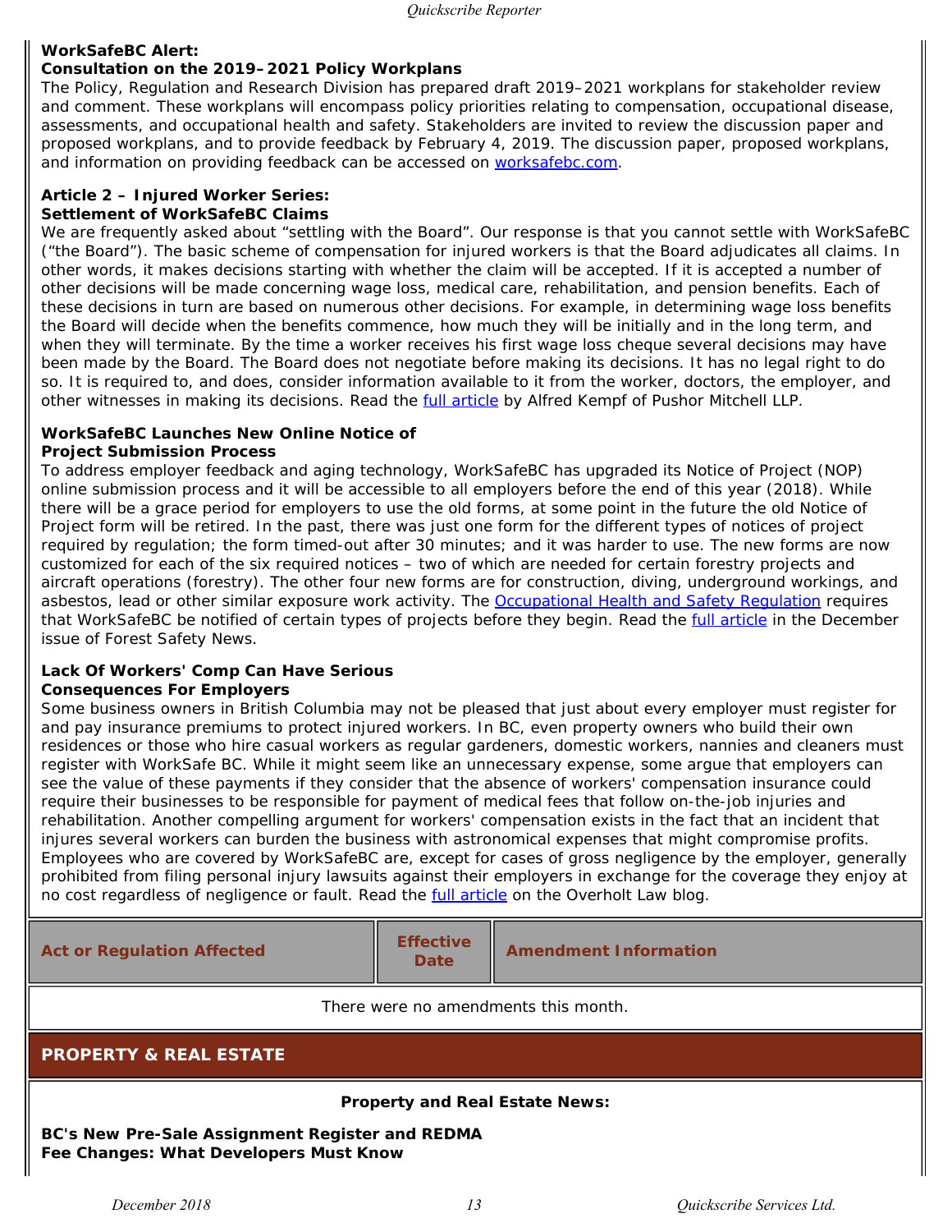**WorkSafeBC Alert:**
**Consultation on the 2019–2021 Policy Workplans**
The Policy, Regulation and Research Division has prepared draft 2019–2021 workplans for stakeholder review and comment. These workplans will encompass policy priorities relating to compensation, occupational disease, assessments, and occupational health and safety. Stakeholders are invited to review the discussion paper and proposed workplans, and to provide feedback by February 4, 2019. The discussion paper, proposed workplans, and information on providing feedback can be accessed on worksafebc.com.

**Article 2 – Injured Worker Series:**
**Settlement of WorkSafeBC Claims**
We are frequently asked about "settling with the Board". Our response is that you cannot settle with WorkSafeBC ("the Board"). The basic scheme of compensation for injured workers is that the Board adjudicates all claims. In other words, it makes decisions starting with whether the claim will be accepted. If it is accepted a number of other decisions will be made concerning wage loss, medical care, rehabilitation, and pension benefits. Each of these decisions in turn are based on numerous other decisions. For example, in determining wage loss benefits the Board will decide when the benefits commence, how much they will be initially and in the long term, and when they will terminate. By the time a worker receives his first wage loss cheque several decisions may have been made by the Board. The Board does not negotiate before making its decisions. It has no legal right to do so. It is required to, and does, consider information available to it from the worker, doctors, the employer, and other witnesses in making its decisions. Read the full article by Alfred Kempf of Pushor Mitchell LLP.

**WorkSafeBC Launches New Online Notice of**
**Project Submission Process**
To address employer feedback and aging technology, WorkSafeBC has upgraded its Notice of Project (NOP) online submission process and it will be accessible to all employers before the end of this year (2018). While there will be a grace period for employers to use the old forms, at some point in the future the old Notice of Project form will be retired. In the past, there was just one form for the different types of notices of project required by regulation; the form timed-out after 30 minutes; and it was harder to use. The new forms are now customized for each of the six required notices – two of which are needed for certain forestry projects and aircraft operations (forestry). The other four new forms are for construction, diving, underground workings, and asbestos, lead or other similar exposure work activity. The Occupational Health and Safety Regulation requires that WorkSafeBC be notified of certain types of projects before they begin. Read the full article in the December issue of Forest Safety News.

**Lack Of Workers' Comp Can Have Serious**
**Consequences For Employers**
Some business owners in British Columbia may not be pleased that just about every employer must register for and pay insurance premiums to protect injured workers. In BC, even property owners who build their own residences or those who hire casual workers as regular gardeners, domestic workers, nannies and cleaners must register with WorkSafe BC. While it might seem like an unnecessary expense, some argue that employers can see the value of these payments if they consider that the absence of workers' compensation insurance could require their businesses to be responsible for payment of medical fees that follow on-the-job injuries and rehabilitation. Another compelling argument for workers' compensation exists in the fact that an incident that injures several workers can burden the business with astronomical expenses that might compromise profits. Employees who are covered by WorkSafeBC are, except for cases of gross negligence by the employer, generally prohibited from filing personal injury lawsuits against their employers in exchange for the coverage they enjoy at no cost regardless of negligence or fault. Read the full article on the Overholt Law blog.

| Act or Regulation Affected | Effective Date | Amendment Information |
| --- | --- | --- |
| There were no amendments this month. | | |

## PROPERTY & REAL ESTATE

**Property and Real Estate News:**

**BC's New Pre-Sale Assignment Register and REDMA**
**Fee Changes: What Developers Must Know**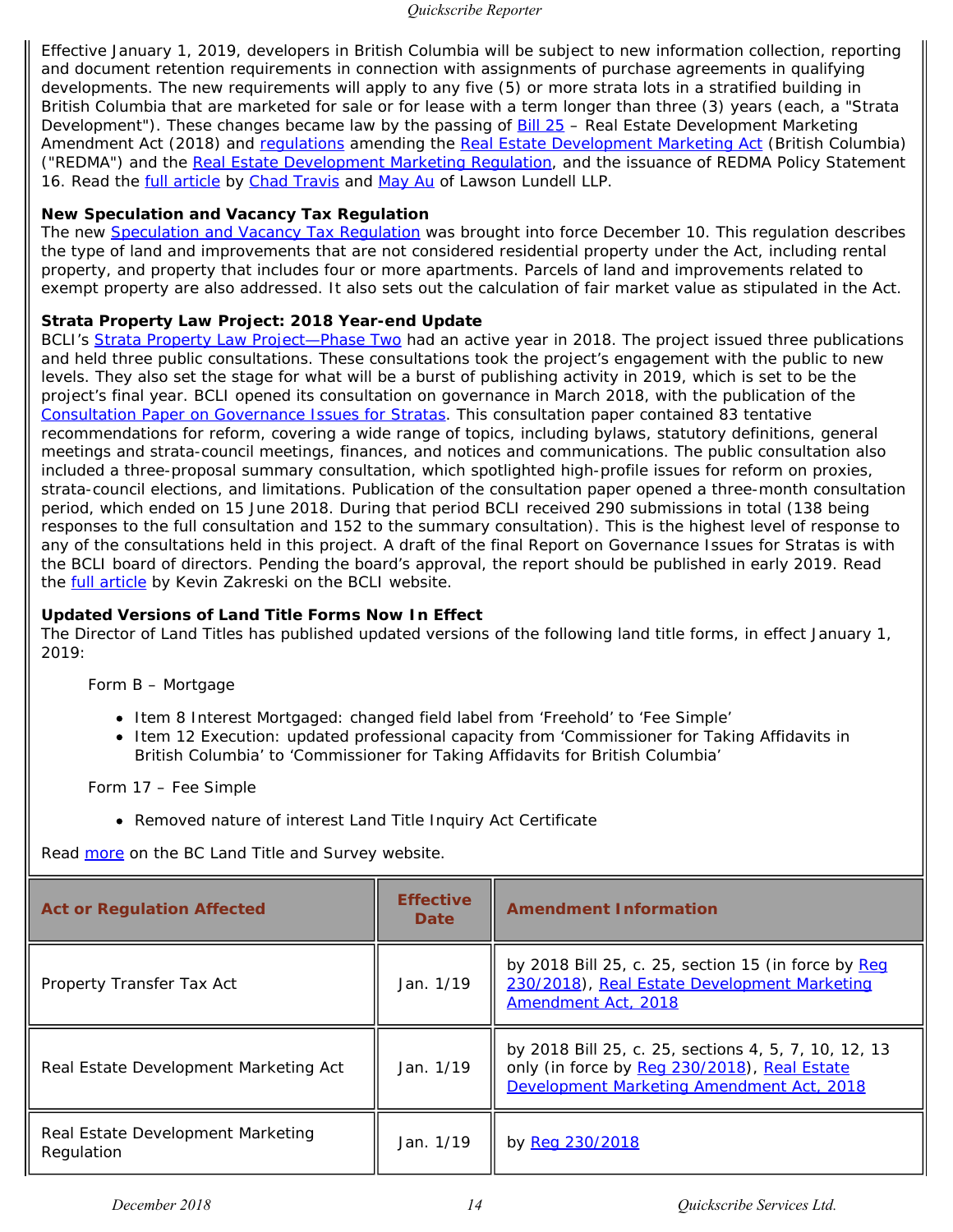Effective January 1, 2019, developers in British Columbia will be subject to new information collection, reporting and document retention requirements in connection with assignments of purchase agreements in qualifying developments. The new requirements will apply to any five (5) or more strata lots in a stratified building in British Columbia that are marketed for sale or for lease with a term longer than three (3) years (each, a "Strata Development"). These changes became law by the passing of Bill 25 – Real Estate Development Marketing Amendment Act (2018) and regulations amending the Real Estate Development Marketing Act (British Columbia) ("REDMA") and the Real Estate Development Marketing Regulation, and the issuance of REDMA Policy Statement 16. Read the full article by Chad Travis and May Au of Lawson Lundell LLP.

**New Speculation and Vacancy Tax Regulation**

The new Speculation and Vacancy Tax Regulation was brought into force December 10. This regulation describes the type of land and improvements that are not considered residential property under the Act, including rental property, and property that includes four or more apartments. Parcels of land and improvements related to exempt property are also addressed. It also sets out the calculation of fair market value as stipulated in the Act.

**Strata Property Law Project: 2018 Year-end Update**

BCLI's Strata Property Law Project—Phase Two had an active year in 2018. The project issued three publications and held three public consultations. These consultations took the project's engagement with the public to new levels. They also set the stage for what will be a burst of publishing activity in 2019, which is set to be the project's final year. BCLI opened its consultation on governance in March 2018, with the publication of the Consultation Paper on Governance Issues for Stratas. This consultation paper contained 83 tentative recommendations for reform, covering a wide range of topics, including bylaws, statutory definitions, general meetings and strata-council meetings, finances, and notices and communications. The public consultation also included a three-proposal summary consultation, which spotlighted high-profile issues for reform on proxies, strata-council elections, and limitations. Publication of the consultation paper opened a three-month consultation period, which ended on 15 June 2018. During that period BCLI received 290 submissions in total (138 being responses to the full consultation and 152 to the summary consultation). This is the highest level of response to any of the consultations held in this project. A draft of the final Report on Governance Issues for Stratas is with the BCLI board of directors. Pending the board's approval, the report should be published in early 2019. Read the full article by Kevin Zakreski on the BCLI website.

**Updated Versions of Land Title Forms Now In Effect**

The Director of Land Titles has published updated versions of the following land title forms, in effect January 1, 2019:

Form B – Mortgage

- Item 8 Interest Mortgaged: changed field label from 'Freehold' to 'Fee Simple'
- Item 12 Execution: updated professional capacity from 'Commissioner for Taking Affidavits in British Columbia' to 'Commissioner for Taking Affidavits for British Columbia'

Form 17 – Fee Simple

- Removed nature of interest Land Title Inquiry Act Certificate

Read more on the BC Land Title and Survey website.

| Act or Regulation Affected | Effective Date | Amendment Information |
|---|---|---|
| Property Transfer Tax Act | Jan. 1/19 | by 2018 Bill 25, c. 25, section 15 (in force by Reg 230/2018), Real Estate Development Marketing Amendment Act, 2018 |
| Real Estate Development Marketing Act | Jan. 1/19 | by 2018 Bill 25, c. 25, sections 4, 5, 7, 10, 12, 13 only (in force by Reg 230/2018), Real Estate Development Marketing Amendment Act, 2018 |
| Real Estate Development Marketing Regulation | Jan. 1/19 | by Reg 230/2018 |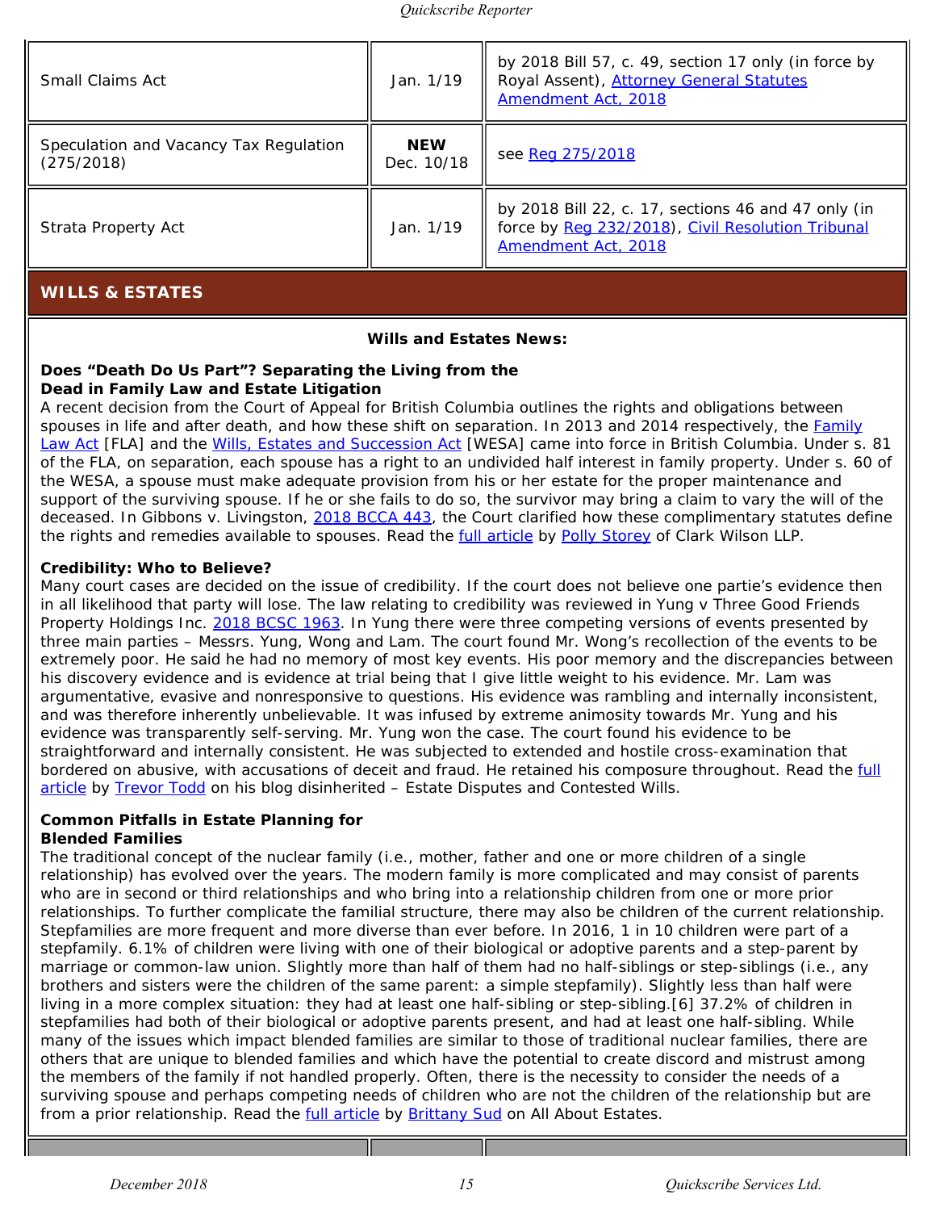| | | |
|---|---|---|
| Small Claims Act | Jan. 1/19 | by 2018 Bill 57, c. 49, section 17 only (in force by Royal Assent), Attorney General Statutes Amendment Act, 2018 |
| Speculation and Vacancy Tax Regulation (275/2018) | **NEW** Dec. 10/18 | see Reg 275/2018 |
| Strata Property Act | Jan. 1/19 | by 2018 Bill 22, c. 17, sections 46 and 47 only (in force by Reg 232/2018), Civil Resolution Tribunal Amendment Act, 2018 |

## WILLS & ESTATES

**Wills and Estates News:**

### Does "Death Do Us Part"? Separating the Living from the Dead in Family Law and Estate Litigation

A recent decision from the Court of Appeal for British Columbia outlines the rights and obligations between spouses in life and after death, and how these shift on separation. In 2013 and 2014 respectively, the Family Law Act [FLA] and the Wills, Estates and Succession Act [WESA] came into force in British Columbia. Under s. 81 of the FLA, on separation, each spouse has a right to an undivided half interest in family property. Under s. 60 of the WESA, a spouse must make adequate provision from his or her estate for the proper maintenance and support of the surviving spouse. If he or she fails to do so, the survivor may bring a claim to vary the will of the deceased. In Gibbons v. Livingston, 2018 BCCA 443, the Court clarified how these complimentary statutes define the rights and remedies available to spouses. Read the full article by Polly Storey of Clark Wilson LLP.

### Credibility: Who to Believe?

Many court cases are decided on the issue of credibility. If the court does not believe one partie's evidence then in all likelihood that party will lose. The law relating to credibility was reviewed in Yung v Three Good Friends Property Holdings Inc. 2018 BCSC 1963. In Yung there were three competing versions of events presented by three main parties – Messrs. Yung, Wong and Lam. The court found Mr. Wong's recollection of the events to be extremely poor. He said he had no memory of most key events. His poor memory and the discrepancies between his discovery evidence and is evidence at trial being that I give little weight to his evidence. Mr. Lam was argumentative, evasive and nonresponsive to questions. His evidence was rambling and internally inconsistent, and was therefore inherently unbelievable. It was infused by extreme animosity towards Mr. Yung and his evidence was transparently self-serving. Mr. Yung won the case. The court found his evidence to be straightforward and internally consistent. He was subjected to extended and hostile cross-examination that bordered on abusive, with accusations of deceit and fraud. He retained his composure throughout. Read the full article by Trevor Todd on his blog disinherited – Estate Disputes and Contested Wills.

### Common Pitfalls in Estate Planning for Blended Families

The traditional concept of the nuclear family (i.e., mother, father and one or more children of a single relationship) has evolved over the years. The modern family is more complicated and may consist of parents who are in second or third relationships and who bring into a relationship children from one or more prior relationships. To further complicate the familial structure, there may also be children of the current relationship. Stepfamilies are more frequent and more diverse than ever before. In 2016, 1 in 10 children were part of a stepfamily. 6.1% of children were living with one of their biological or adoptive parents and a step-parent by marriage or common-law union. Slightly more than half of them had no half-siblings or step-siblings (i.e., any brothers and sisters were the children of the same parent: a simple stepfamily). Slightly less than half were living in a more complex situation: they had at least one half-sibling or step-sibling.[6] 37.2% of children in stepfamilies had both of their biological or adoptive parents present, and had at least one half-sibling. While many of the issues which impact blended families are similar to those of traditional nuclear families, there are others that are unique to blended families and which have the potential to create discord and mistrust among the members of the family if not handled properly. Often, there is the necessity to consider the needs of a surviving spouse and perhaps competing needs of children who are not the children of the relationship but are from a prior relationship. Read the full article by Brittany Sud on All About Estates.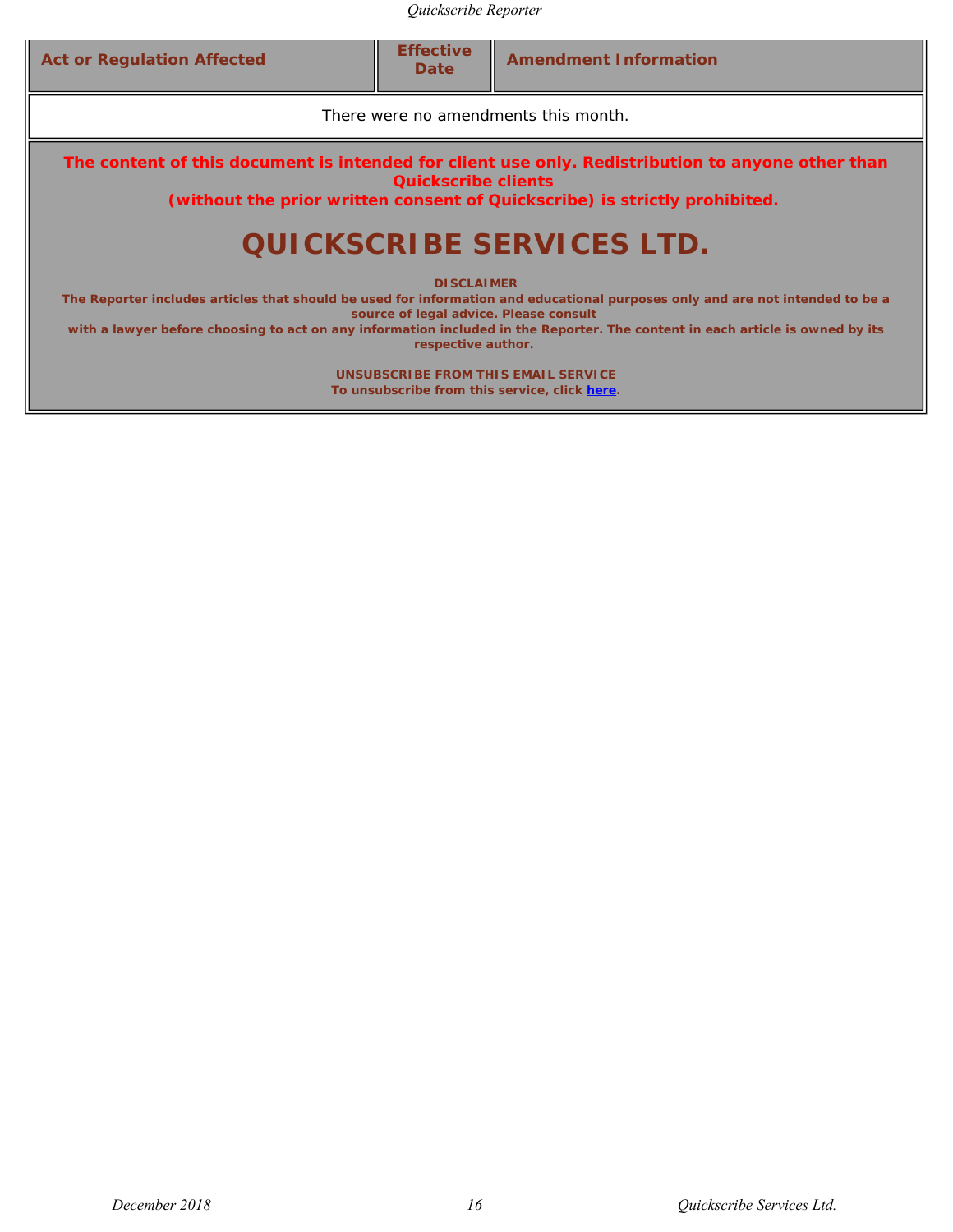| Act or Regulation Affected | Effective Date | Amendment Information |
|---|---|---|
| There were no amendments this month. | | |

**The content of this document is intended for client use only. Redistribution to anyone other than Quickscribe clients (without the prior written consent of Quickscribe) is strictly prohibited.**

# QUICKSCRIBE SERVICES LTD.

**DISCLAIMER**
**The Reporter includes articles that should be used for information and educational purposes only and are not intended to be a source of legal advice. Please consult with a lawyer before choosing to act on any information included in the Reporter. The content in each article is owned by its respective author.**

**UNSUBSCRIBE FROM THIS EMAIL SERVICE**
**To unsubscribe from this service, click here.**